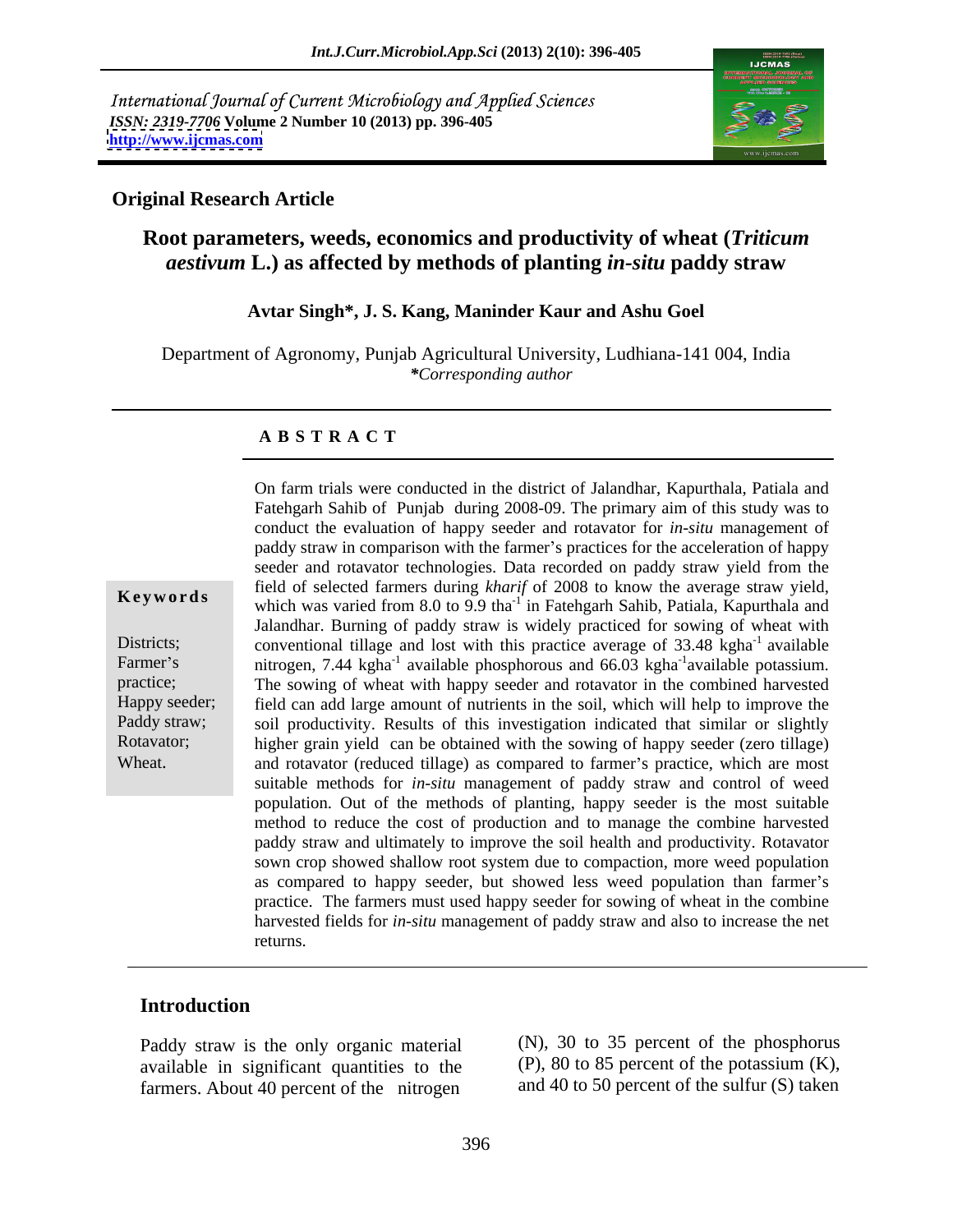International Journal of Current Microbiology and Applied Sciences
*ISSN: 2319-7706* **Volume 2 Number 10 (2013) pp. 396-405**
**http://www.ijcmas.com**

**Original Research Article**

# Root parameters, weeds, economics and productivity of wheat (*Triticum aestivum* L.) as affected by methods of planting *in-situ* paddy straw

**Avtar Singh\*, J. S. Kang, Maninder Kaur and Ashu Goel**

Department of Agronomy, Punjab Agricultural University, Ludhiana-141 004, India
*\*Corresponding author*

## A B S T R A C T

**Keywords**

Districts; Farmer's practice; Happy seeder; Paddy straw; Rotavator; Wheat.

On farm trials were conducted in the district of Jalandhar, Kapurthala, Patiala and Fatehgarh Sahib of Punjab during 2008-09. The primary aim of this study was to conduct the evaluation of happy seeder and rotavator for *in-situ* management of paddy straw in comparison with the farmer's practices for the acceleration of happy seeder and rotavator technologies. Data recorded on paddy straw yield from the field of selected farmers during *kharif* of 2008 to know the average straw yield, which was varied from 8.0 to 9.9 $tha^{-1}$ in Fatehgarh Sahib, Patiala, Kapurthala and Jalandhar. Burning of paddy straw is widely practiced for sowing of wheat with conventional tillage and lost with this practice average of 33.48 $kgha^{-1}$ available nitrogen, 7.44 $kgha^{-1}$ available phosphorous and 66.03 $kgha^{-1}$available potassium. The sowing of wheat with happy seeder and rotavator in the combined harvested field can add large amount of nutrients in the soil, which will help to improve the soil productivity. Results of this investigation indicated that similar or slightly higher grain yield can be obtained with the sowing of happy seeder (zero tillage) and rotavator (reduced tillage) as compared to farmer's practice, which are most suitable methods for *in-situ* management of paddy straw and control of weed population. Out of the methods of planting, happy seeder is the most suitable method to reduce the cost of production and to manage the combine harvested paddy straw and ultimately to improve the soil health and productivity. Rotavator sown crop showed shallow root system due to compaction, more weed population as compared to happy seeder, but showed less weed population than farmer's practice. The farmers must used happy seeder for sowing of wheat in the combine harvested fields for *in-situ* management of paddy straw and also to increase the net returns.

## Introduction

Paddy straw is the only organic material available in significant quantities to the farmers. About 40 percent of the nitrogen (N), 30 to 35 percent of the phosphorus (P), 80 to 85 percent of the potassium (K), and 40 to 50 percent of the sulfur (S) taken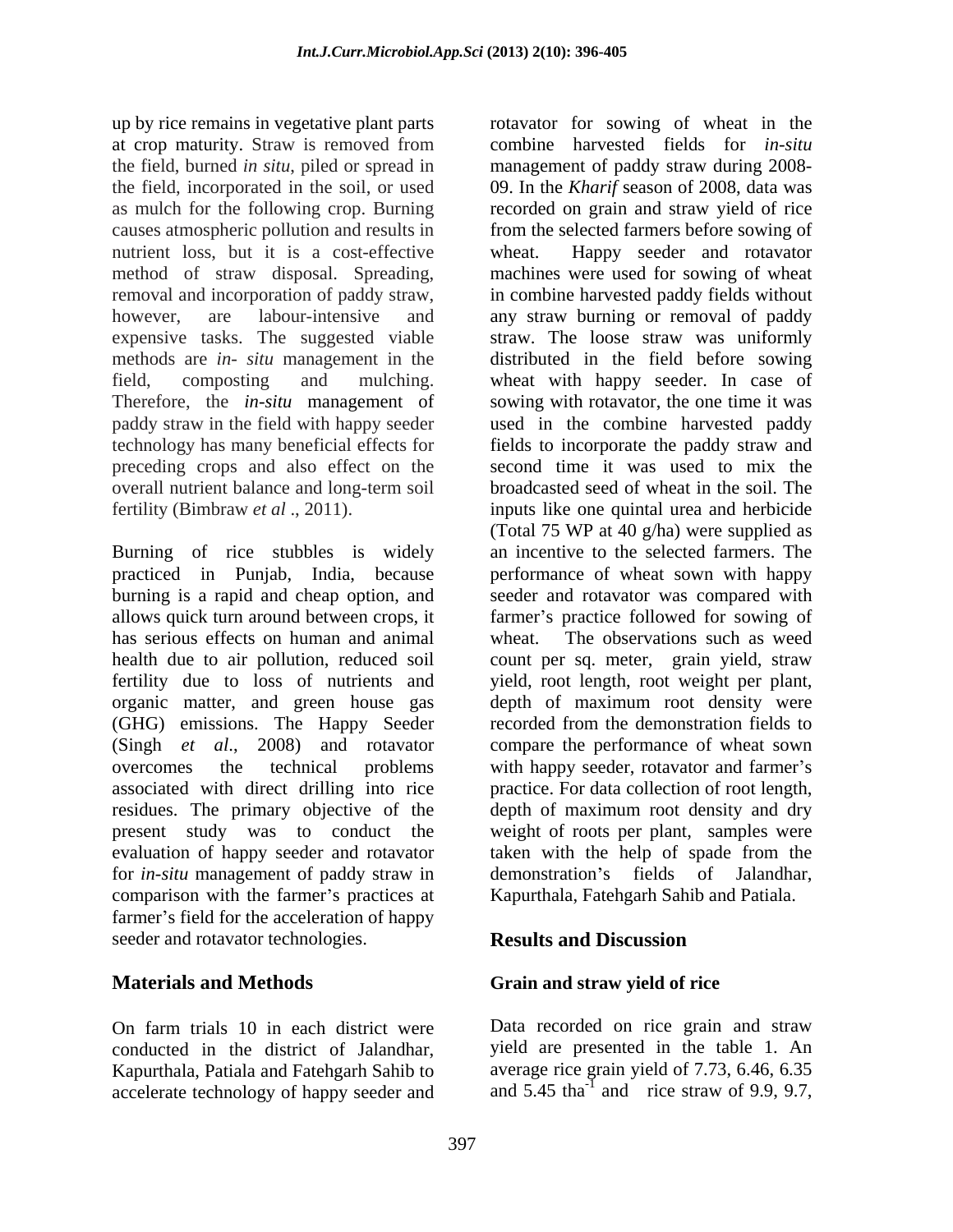up by rice remains in vegetative plant parts at crop maturity. Straw is removed from the field, burned *in situ*, piled or spread in the field, incorporated in the soil, or used as mulch for the following crop. Burning causes atmospheric pollution and results in nutrient loss, but it is a cost-effective method of straw disposal. Spreading, removal and incorporation of paddy straw, however, are labour-intensive and expensive tasks. The suggested viable methods are *in- situ* management in the field, composting and mulching. Therefore, the *in-situ* management of paddy straw in the field with happy seeder technology has many beneficial effects for preceding crops and also effect on the overall nutrient balance and long-term soil fertility (Bimbraw *et al* ., 2011).

Burning of rice stubbles is widely practiced in Punjab, India, because burning is a rapid and cheap option, and allows quick turn around between crops, it has serious effects on human and animal health due to air pollution, reduced soil fertility due to loss of nutrients and organic matter, and green house gas (GHG) emissions. The Happy Seeder (Singh *et al*., 2008) and rotavator overcomes the technical problems associated with direct drilling into rice residues. The primary objective of the present study was to conduct the evaluation of happy seeder and rotavator for *in-situ* management of paddy straw in comparison with the farmer's practices at farmer's field for the acceleration of happy seeder and rotavator technologies.

## Materials and Methods

On farm trials 10 in each district were conducted in the district of Jalandhar, Kapurthala, Patiala and Fatehgarh Sahib to accelerate technology of happy seeder and rotavator for sowing of wheat in the combine harvested fields for *in-situ* management of paddy straw during 2008-09. In the *Kharif* season of 2008, data was recorded on grain and straw yield of rice from the selected farmers before sowing of wheat. Happy seeder and rotavator machines were used for sowing of wheat in combine harvested paddy fields without any straw burning or removal of paddy straw. The loose straw was uniformly distributed in the field before sowing wheat with happy seeder. In case of sowing with rotavator, the one time it was used in the combine harvested paddy fields to incorporate the paddy straw and second time it was used to mix the broadcasted seed of wheat in the soil. The inputs like one quintal urea and herbicide (Total 75 WP at 40 g/ha) were supplied as an incentive to the selected farmers. The performance of wheat sown with happy seeder and rotavator was compared with farmer's practice followed for sowing of wheat. The observations such as weed count per sq. meter, grain yield, straw yield, root length, root weight per plant, depth of maximum root density were recorded from the demonstration fields to compare the performance of wheat sown with happy seeder, rotavator and farmer's practice. For data collection of root length, depth of maximum root density and dry weight of roots per plant, samples were taken with the help of spade from the demonstration's fields of Jalandhar, Kapurthala, Fatehgarh Sahib and Patiala.

## Results and Discussion

### Grain and straw yield of rice

Data recorded on rice grain and straw yield are presented in the table 1. An average rice grain yield of 7.73, 6.46, 6.35 and 5.45 t$ha^{-1}$ and rice straw of 9.9, 9.7,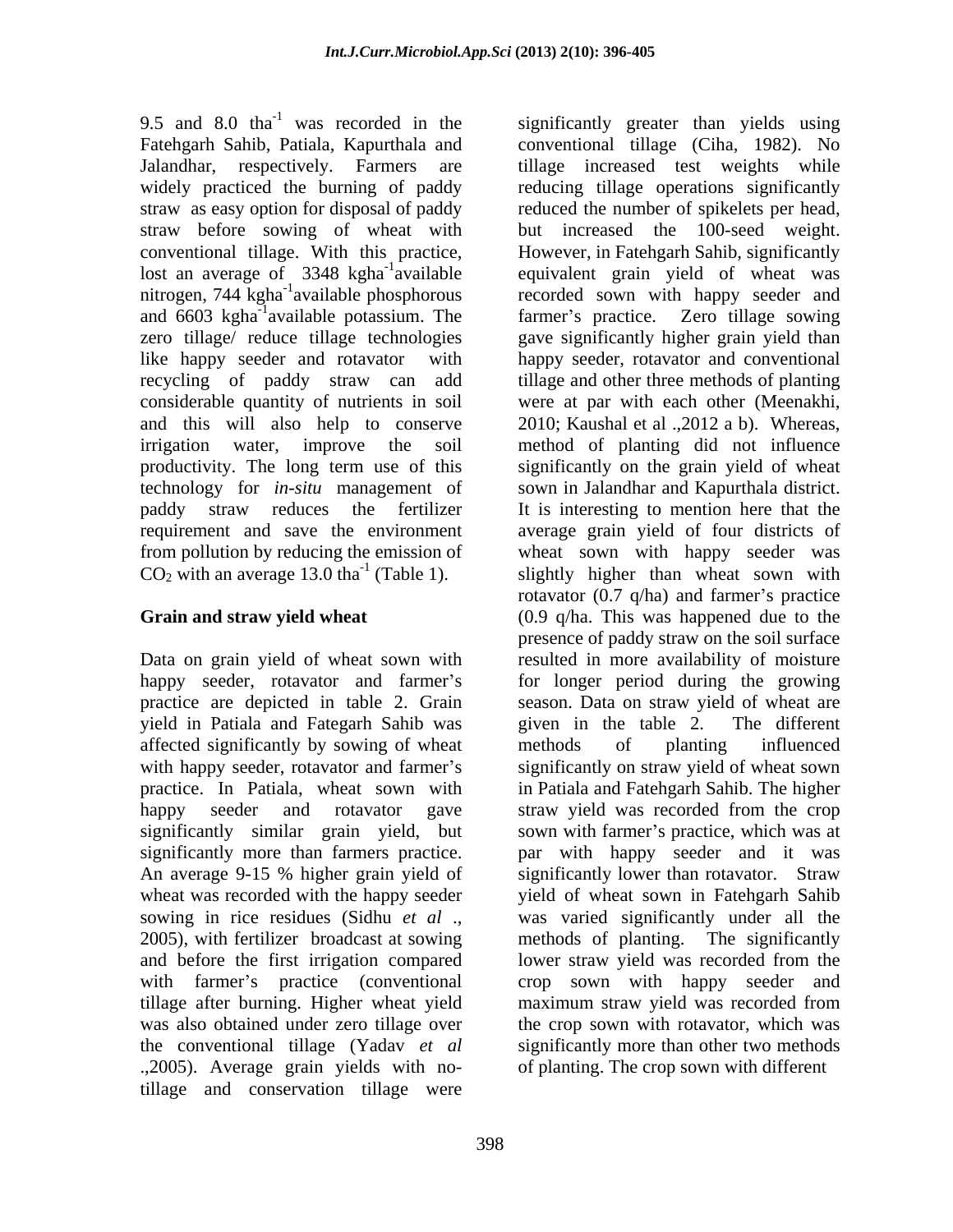9.5 and 8.0 $tha^{-1}$ was recorded in the Fatehgarh Sahib, Patiala, Kapurthala and Jalandhar, respectively. Farmers are widely practiced the burning of paddy straw as easy option for disposal of paddy straw before sowing of wheat with conventional tillage. With this practice, lost an average of 3348 $kgha^{-1}$available nitrogen, 744 $kgha^{-1}$available phosphorous and 6603 $kgha^{-1}$available potassium. The zero tillage/ reduce tillage technologies like happy seeder and rotavator with recycling of paddy straw can add considerable quantity of nutrients in soil and this will also help to conserve irrigation water, improve the soil productivity. The long term use of this technology for *in-situ* management of paddy straw reduces the fertilizer requirement and save the environment from pollution by reducing the emission of $CO_2$ with an average 13.0 $tha^{-1}$ (Table 1).

## Grain and straw yield wheat

Data on grain yield of wheat sown with happy seeder, rotavator and farmer's practice are depicted in table 2. Grain yield in Patiala and Fategarh Sahib was affected significantly by sowing of wheat with happy seeder, rotavator and farmer's practice. In Patiala, wheat sown with happy seeder and rotavator gave significantly similar grain yield, but significantly more than farmers practice. An average 9-15 % higher grain yield of wheat was recorded with the happy seeder sowing in rice residues (Sidhu *et al* ., 2005), with fertilizer broadcast at sowing and before the first irrigation compared with farmer's practice (conventional tillage after burning. Higher wheat yield was also obtained under zero tillage over the conventional tillage (Yadav *et al* .,2005). Average grain yields with no-tillage and conservation tillage were significantly greater than yields using conventional tillage (Ciha, 1982). No tillage increased test weights while reducing tillage operations significantly reduced the number of spikelets per head, but increased the 100-seed weight. However, in Fatehgarh Sahib, significantly equivalent grain yield of wheat was recorded sown with happy seeder and farmer's practice. Zero tillage sowing gave significantly higher grain yield than happy seeder, rotavator and conventional tillage and other three methods of planting were at par with each other (Meenakhi, 2010; Kaushal et al .,2012 a b). Whereas, method of planting did not influence significantly on the grain yield of wheat sown in Jalandhar and Kapurthala district. It is interesting to mention here that the average grain yield of four districts of wheat sown with happy seeder was slightly higher than wheat sown with rotavator (0.7 q/ha) and farmer's practice (0.9 q/ha. This was happened due to the presence of paddy straw on the soil surface resulted in more availability of moisture for longer period during the growing season. Data on straw yield of wheat are given in the table 2. The different methods of planting influenced significantly on straw yield of wheat sown in Patiala and Fatehgarh Sahib. The higher straw yield was recorded from the crop sown with farmer's practice, which was at par with happy seeder and it was significantly lower than rotavator. Straw yield of wheat sown in Fatehgarh Sahib was varied significantly under all the methods of planting. The significantly lower straw yield was recorded from the crop sown with happy seeder and maximum straw yield was recorded from the crop sown with rotavator, which was significantly more than other two methods of planting. The crop sown with different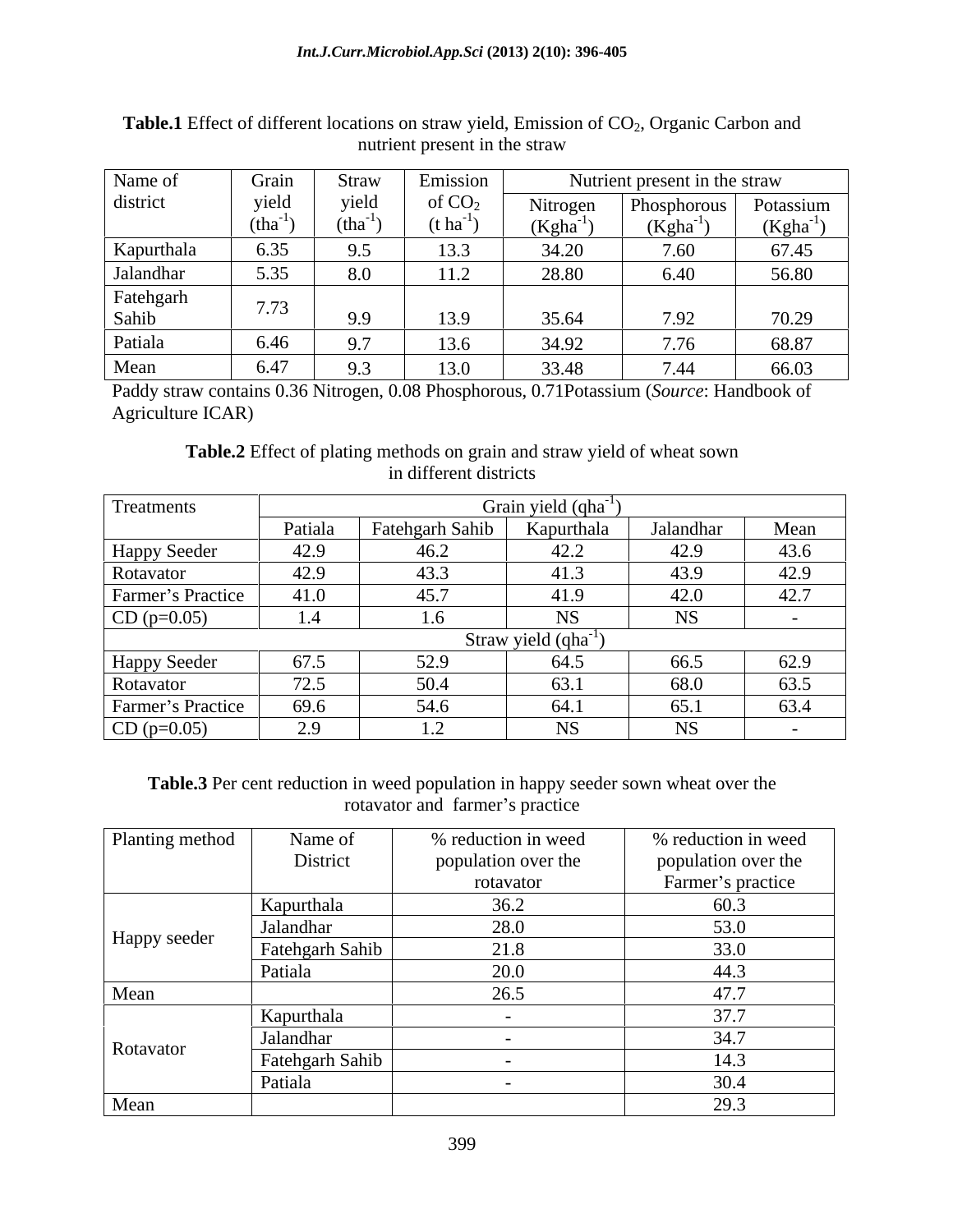**Table.1** Effect of different locations on straw yield, Emission of $CO_2$, Organic Carbon and nutrient present in the straw

| Name of district | Grain yield ($tha^{-1}$) | Straw yield ($tha^{-1}$) | Emission of $CO_2$ ($t\ ha^{-1}$) | Nutrient present in the straw | | |
|---|---|---|---|---|---|---|
| | | | | Nitrogen ($Kgha^{-1}$) | Phosphorous ($Kgha^{-1}$) | Potassium ($Kgha^{-1}$) |
| Kapurthala | 6.35 | 9.5 | 13.3 | 34.20 | 7.60 | 67.45 |
| Jalandhar | 5.35 | 8.0 | 11.2 | 28.80 | 6.40 | 56.80 |
| Fatehgarh Sahib | 7.73 | 9.9 | 13.9 | 35.64 | 7.92 | 70.29 |
| Patiala | 6.46 | 9.7 | 13.6 | 34.92 | 7.76 | 68.87 |
| Mean | 6.47 | 9.3 | 13.0 | 33.48 | 7.44 | 66.03 |

Paddy straw contains 0.36 Nitrogen, 0.08 Phosphorous, 0.71Potassium (*Source*: Handbook of Agriculture ICAR)

**Table.2** Effect of plating methods on grain and straw yield of wheat sown in different districts

| Treatments | Grain yield ($qha^{-1}$) | | | | |
|---|---|---|---|---|---|
| | Patiala | Fatehgarh Sahib | Kapurthala | Jalandhar | Mean |
| Happy Seeder | 42.9 | 46.2 | 42.2 | 42.9 | 43.6 |
| Rotavator | 42.9 | 43.3 | 41.3 | 43.9 | 42.9 |
| Farmer's Practice | 41.0 | 45.7 | 41.9 | 42.0 | 42.7 |
| CD (p=0.05) | 1.4 | 1.6 | NS | NS | - |
| | Straw yield ($qha^{-1}$) | | | | |
| Happy Seeder | 67.5 | 52.9 | 64.5 | 66.5 | 62.9 |
| Rotavator | 72.5 | 50.4 | 63.1 | 68.0 | 63.5 |
| Farmer's Practice | 69.6 | 54.6 | 64.1 | 65.1 | 63.4 |
| CD (p=0.05) | 2.9 | 1.2 | NS | NS | - |

**Table.3** Per cent reduction in weed population in happy seeder sown wheat over the rotavator and farmer's practice

| Planting method | Name of District | % reduction in weed population over the rotavator | % reduction in weed population over the Farmer's practice |
|---|---|---|---|
| Happy seeder | Kapurthala | 36.2 | 60.3 |
| | Jalandhar | 28.0 | 53.0 |
| | Fatehgarh Sahib | 21.8 | 33.0 |
| | Patiala | 20.0 | 44.3 |
| Mean | | 26.5 | 47.7 |
| Rotavator | Kapurthala | - | 37.7 |
| | Jalandhar | - | 34.7 |
| | Fatehgarh Sahib | - | 14.3 |
| | Patiala | - | 30.4 |
| Mean | | | 29.3 |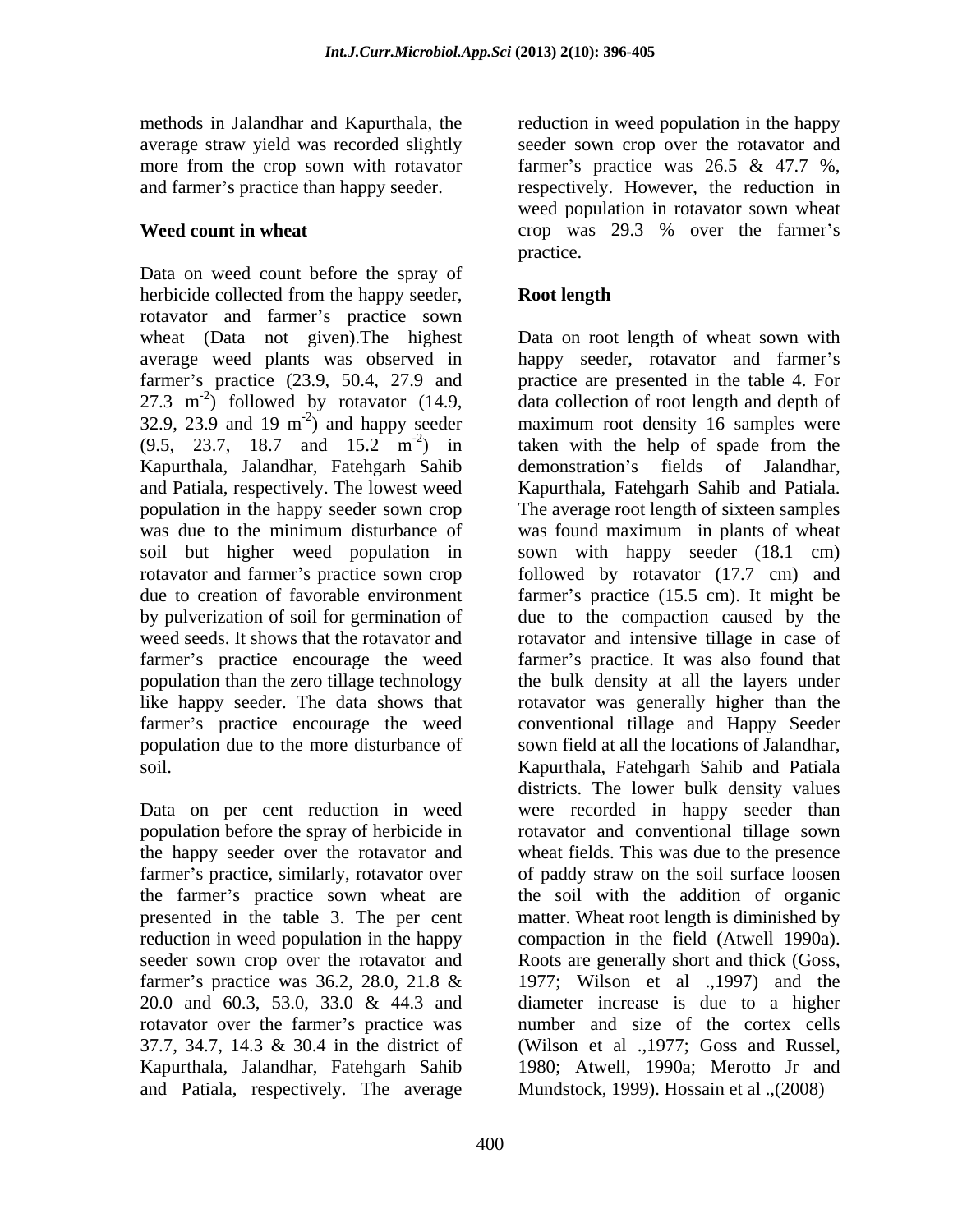methods in Jalandhar and Kapurthala, the average straw yield was recorded slightly more from the crop sown with rotavator and farmer's practice than happy seeder.

### Weed count in wheat

Data on weed count before the spray of herbicide collected from the happy seeder, rotavator and farmer's practice sown wheat (Data not given).The highest average weed plants was observed in farmer's practice (23.9, 50.4, 27.9 and 27.3 $m^{-2}$) followed by rotavator (14.9, 32.9, 23.9 and 19 $m^{-2}$) and happy seeder (9.5, 23.7, 18.7 and 15.2 $m^{-2}$) in Kapurthala, Jalandhar, Fatehgarh Sahib and Patiala, respectively. The lowest weed population in the happy seeder sown crop was due to the minimum disturbance of soil but higher weed population in rotavator and farmer's practice sown crop due to creation of favorable environment by pulverization of soil for germination of weed seeds. It shows that the rotavator and farmer's practice encourage the weed population than the zero tillage technology like happy seeder. The data shows that farmer's practice encourage the weed population due to the more disturbance of soil.

Data on per cent reduction in weed population before the spray of herbicide in the happy seeder over the rotavator and farmer's practice, similarly, rotavator over the farmer's practice sown wheat are presented in the table 3. The per cent reduction in weed population in the happy seeder sown crop over the rotavator and farmer's practice was 36.2, 28.0, 21.8 & 20.0 and 60.3, 53.0, 33.0 & 44.3 and rotavator over the farmer's practice was 37.7, 34.7, 14.3 & 30.4 in the district of Kapurthala, Jalandhar, Fatehgarh Sahib and Patiala, respectively. The average reduction in weed population in the happy seeder sown crop over the rotavator and farmer's practice was 26.5 & 47.7 %, respectively. However, the reduction in weed population in rotavator sown wheat crop was 29.3 % over the farmer's practice.

### Root length

Data on root length of wheat sown with happy seeder, rotavator and farmer's practice are presented in the table 4. For data collection of root length and depth of maximum root density 16 samples were taken with the help of spade from the demonstration's fields of Jalandhar, Kapurthala, Fatehgarh Sahib and Patiala. The average root length of sixteen samples was found maximum in plants of wheat sown with happy seeder (18.1 cm) followed by rotavator (17.7 cm) and farmer's practice (15.5 cm). It might be due to the compaction caused by the rotavator and intensive tillage in case of farmer's practice. It was also found that the bulk density at all the layers under rotavator was generally higher than the conventional tillage and Happy Seeder sown field at all the locations of Jalandhar, Kapurthala, Fatehgarh Sahib and Patiala districts. The lower bulk density values were recorded in happy seeder than rotavator and conventional tillage sown wheat fields. This was due to the presence of paddy straw on the soil surface loosen the soil with the addition of organic matter. Wheat root length is diminished by compaction in the field (Atwell 1990a). Roots are generally short and thick (Goss, 1977; Wilson et al .,1997) and the diameter increase is due to a higher number and size of the cortex cells (Wilson et al .,1977; Goss and Russel, 1980; Atwell, 1990a; Merotto Jr and Mundstock, 1999). Hossain et al .,(2008)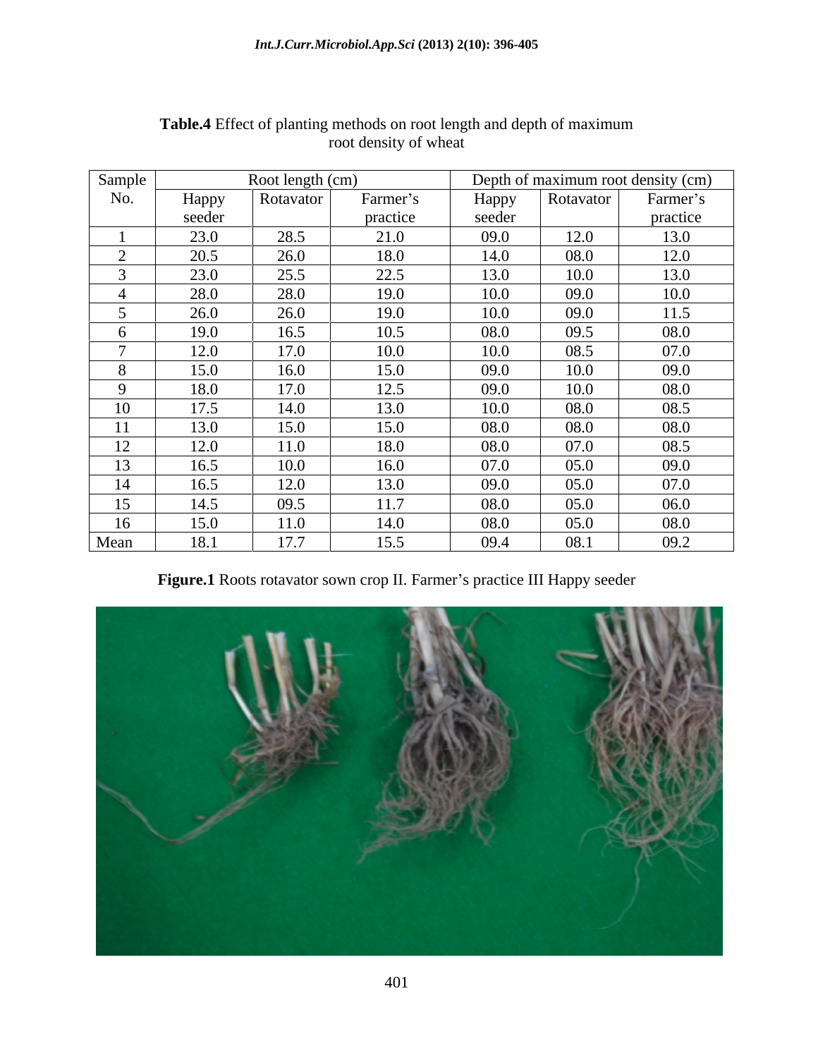**Table.4** Effect of planting methods on root length and depth of maximum root density of wheat

| Sample No. | Root length (cm) | | | Depth of maximum root density (cm) | | |
|---|---|---|---|---|---|---|
| | Happy seeder | Rotavator | Farmer's practice | Happy seeder | Rotavator | Farmer's practice |
| 1 | 23.0 | 28.5 | 21.0 | 09.0 | 12.0 | 13.0 |
| 2 | 20.5 | 26.0 | 18.0 | 14.0 | 08.0 | 12.0 |
| 3 | 23.0 | 25.5 | 22.5 | 13.0 | 10.0 | 13.0 |
| 4 | 28.0 | 28.0 | 19.0 | 10.0 | 09.0 | 10.0 |
| 5 | 26.0 | 26.0 | 19.0 | 10.0 | 09.0 | 11.5 |
| 6 | 19.0 | 16.5 | 10.5 | 08.0 | 09.5 | 08.0 |
| 7 | 12.0 | 17.0 | 10.0 | 10.0 | 08.5 | 07.0 |
| 8 | 15.0 | 16.0 | 15.0 | 09.0 | 10.0 | 09.0 |
| 9 | 18.0 | 17.0 | 12.5 | 09.0 | 10.0 | 08.0 |
| 10 | 17.5 | 14.0 | 13.0 | 10.0 | 08.0 | 08.5 |
| 11 | 13.0 | 15.0 | 15.0 | 08.0 | 08.0 | 08.0 |
| 12 | 12.0 | 11.0 | 18.0 | 08.0 | 07.0 | 08.5 |
| 13 | 16.5 | 10.0 | 16.0 | 07.0 | 05.0 | 09.0 |
| 14 | 16.5 | 12.0 | 13.0 | 09.0 | 05.0 | 07.0 |
| 15 | 14.5 | 09.5 | 11.7 | 08.0 | 05.0 | 06.0 |
| 16 | 15.0 | 11.0 | 14.0 | 08.0 | 05.0 | 08.0 |
| Mean | 18.1 | 17.7 | 15.5 | 09.4 | 08.1 | 09.2 |

**Figure.1** Roots rotavator sown crop II. Farmer's practice III Happy seeder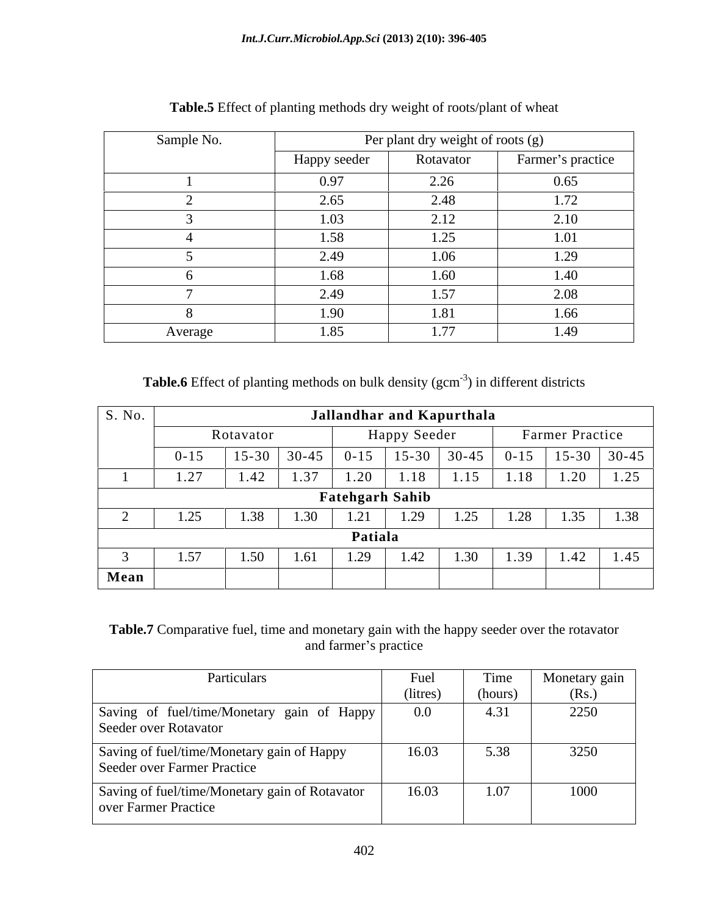**Table.5** Effect of planting methods dry weight of roots/plant of wheat

| Sample No. | Per plant dry weight of roots (g) | | |
|---|---|---|---|
| | Happy seeder | Rotavator | Farmer's practice |
| 1 | 0.97 | 2.26 | 0.65 |
| 2 | 2.65 | 2.48 | 1.72 |
| 3 | 1.03 | 2.12 | 2.10 |
| 4 | 1.58 | 1.25 | 1.01 |
| 5 | 2.49 | 1.06 | 1.29 |
| 6 | 1.68 | 1.60 | 1.40 |
| 7 | 2.49 | 1.57 | 2.08 |
| 8 | 1.90 | 1.81 | 1.66 |
| Average | 1.85 | 1.77 | 1.49 |

**Table.6** Effect of planting methods on bulk density ($gcm^{-3}$) in different districts

| S. No. | Jallandhar and Kapurthala | | | | | | | | |
|---|---|---|---|---|---|---|---|---|---|
| | Rotavator | | | Happy Seeder | | | Farmer Practice | | |
| | 0-15 | 15-30 | 30-45 | 0-15 | 15-30 | 30-45 | 0-15 | 15-30 | 30-45 |
| 1 | 1.27 | 1.42 | 1.37 | 1.20 | 1.18 | 1.15 | 1.18 | 1.20 | 1.25 |
| | | | | **Fatehgarh Sahib** | | | | | |
| 2 | 1.25 | 1.38 | 1.30 | 1.21 | 1.29 | 1.25 | 1.28 | 1.35 | 1.38 |
| | | | | **Patiala** | | | | | |
| 3 | 1.57 | 1.50 | 1.61 | 1.29 | 1.42 | 1.30 | 1.39 | 1.42 | 1.45 |
| **Mean** | | | | | | | | | |

**Table.7** Comparative fuel, time and monetary gain with the happy seeder over the rotavator and farmer's practice

| Particulars | Fuel (litres) | Time (hours) | Monetary gain (Rs.) |
|---|---|---|---|
| Saving of fuel/time/Monetary gain of Happy Seeder over Rotavator | 0.0 | 4.31 | 2250 |
| Saving of fuel/time/Monetary gain of Happy Seeder over Farmer Practice | 16.03 | 5.38 | 3250 |
| Saving of fuel/time/Monetary gain of Rotavator over Farmer Practice | 16.03 | 1.07 | 1000 |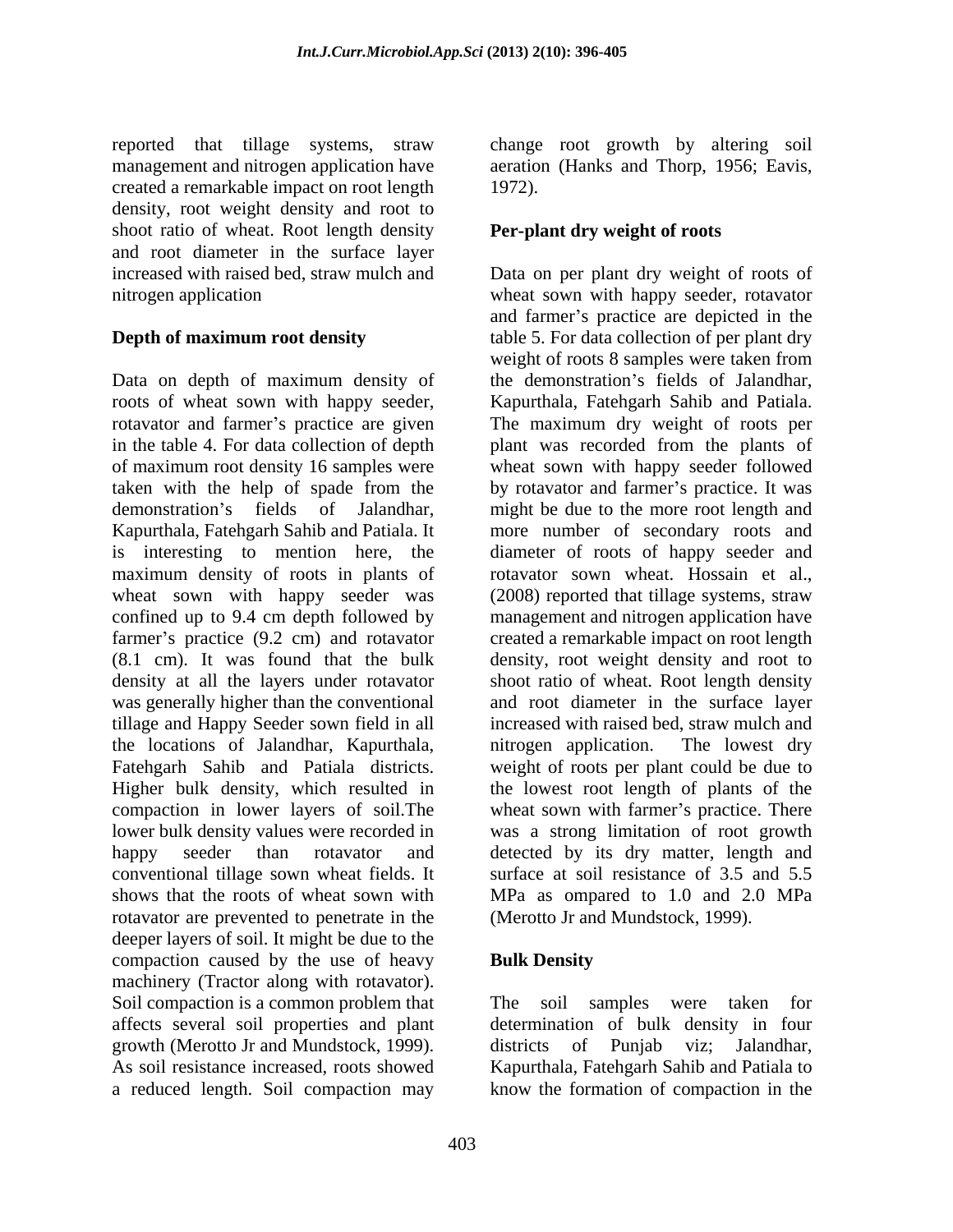reported that tillage systems, straw management and nitrogen application have created a remarkable impact on root length density, root weight density and root to shoot ratio of wheat. Root length density and root diameter in the surface layer increased with raised bed, straw mulch and nitrogen application

### Depth of maximum root density

Data on depth of maximum density of roots of wheat sown with happy seeder, rotavator and farmer's practice are given in the table 4. For data collection of depth of maximum root density 16 samples were taken with the help of spade from the demonstration's fields of Jalandhar, Kapurthala, Fatehgarh Sahib and Patiala. It is interesting to mention here, the maximum density of roots in plants of wheat sown with happy seeder was confined up to 9.4 cm depth followed by farmer's practice (9.2 cm) and rotavator (8.1 cm). It was found that the bulk density at all the layers under rotavator was generally higher than the conventional tillage and Happy Seeder sown field in all the locations of Jalandhar, Kapurthala, Fatehgarh Sahib and Patiala districts. Higher bulk density, which resulted in compaction in lower layers of soil.The lower bulk density values were recorded in happy seeder than rotavator and conventional tillage sown wheat fields. It shows that the roots of wheat sown with rotavator are prevented to penetrate in the deeper layers of soil. It might be due to the compaction caused by the use of heavy machinery (Tractor along with rotavator). Soil compaction is a common problem that affects several soil properties and plant growth (Merotto Jr and Mundstock, 1999). As soil resistance increased, roots showed a reduced length. Soil compaction may change root growth by altering soil aeration (Hanks and Thorp, 1956; Eavis, 1972).

### Per-plant dry weight of roots

Data on per plant dry weight of roots of wheat sown with happy seeder, rotavator and farmer's practice are depicted in the table 5. For data collection of per plant dry weight of roots 8 samples were taken from the demonstration's fields of Jalandhar, Kapurthala, Fatehgarh Sahib and Patiala. The maximum dry weight of roots per plant was recorded from the plants of wheat sown with happy seeder followed by rotavator and farmer's practice. It was might be due to the more root length and more number of secondary roots and diameter of roots of happy seeder and rotavator sown wheat. Hossain et al., (2008) reported that tillage systems, straw management and nitrogen application have created a remarkable impact on root length density, root weight density and root to shoot ratio of wheat. Root length density and root diameter in the surface layer increased with raised bed, straw mulch and nitrogen application. The lowest dry weight of roots per plant could be due to the lowest root length of plants of the wheat sown with farmer's practice. There was a strong limitation of root growth detected by its dry matter, length and surface at soil resistance of 3.5 and 5.5 MPa as ompared to 1.0 and 2.0 MPa (Merotto Jr and Mundstock, 1999).

### Bulk Density

The soil samples were taken for determination of bulk density in four districts of Punjab viz; Jalandhar, Kapurthala, Fatehgarh Sahib and Patiala to know the formation of compaction in the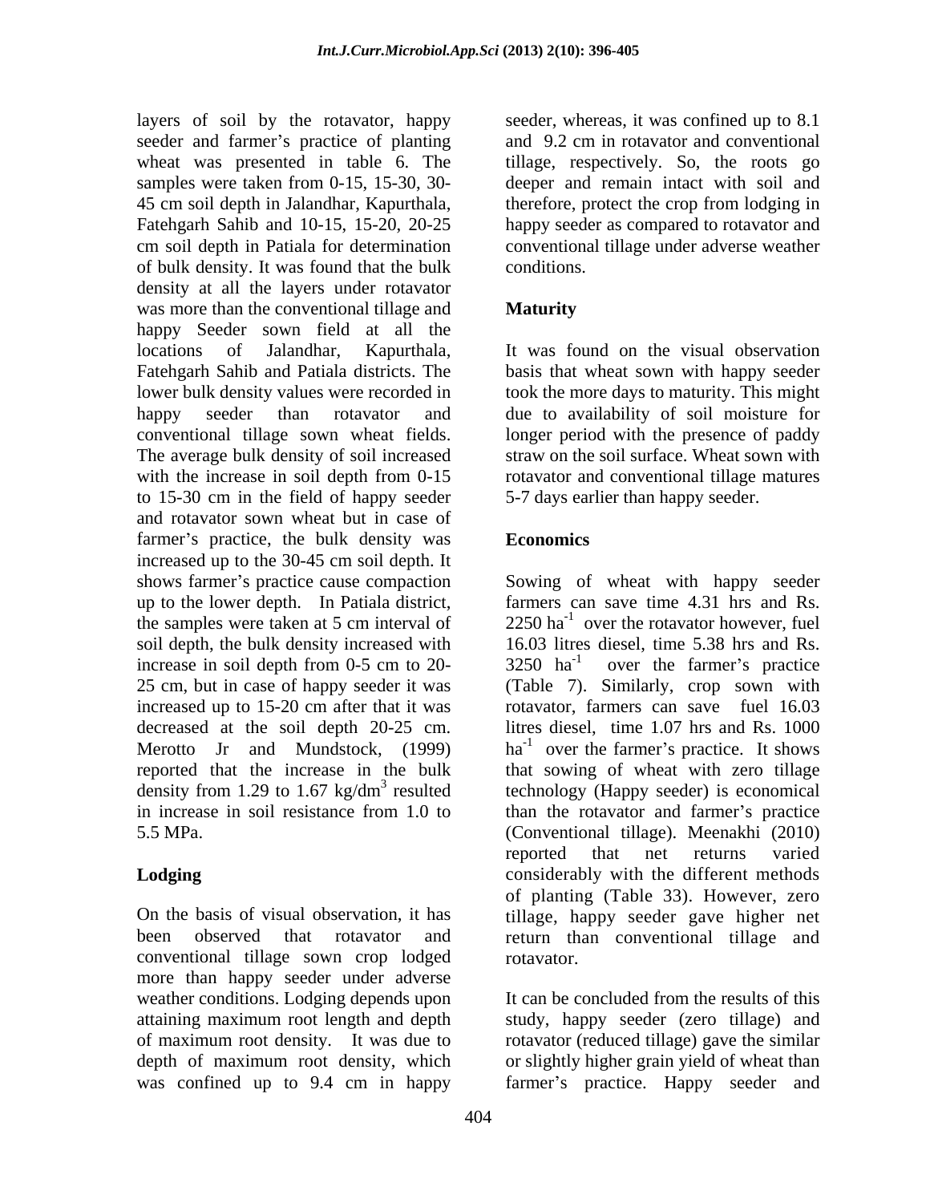layers of soil by the rotavator, happy seeder and farmer's practice of planting wheat was presented in table 6. The samples were taken from 0-15, 15-30, 30-45 cm soil depth in Jalandhar, Kapurthala, Fatehgarh Sahib and 10-15, 15-20, 20-25 cm soil depth in Patiala for determination of bulk density. It was found that the bulk density at all the layers under rotavator was more than the conventional tillage and happy Seeder sown field at all the locations of Jalandhar, Kapurthala, Fatehgarh Sahib and Patiala districts. The lower bulk density values were recorded in happy seeder than rotavator and conventional tillage sown wheat fields. The average bulk density of soil increased with the increase in soil depth from 0-15 to 15-30 cm in the field of happy seeder and rotavator sown wheat but in case of farmer's practice, the bulk density was increased up to the 30-45 cm soil depth. It shows farmer's practice cause compaction up to the lower depth. In Patiala district, the samples were taken at 5 cm interval of soil depth, the bulk density increased with increase in soil depth from 0-5 cm to 20-25 cm, but in case of happy seeder it was increased up to 15-20 cm after that it was decreased at the soil depth 20-25 cm. Merotto Jr and Mundstock, (1999) reported that the increase in the bulk density from 1.29 to 1.67 kg/dm$^3$ resulted in increase in soil resistance from 1.0 to 5.5 MPa.

## Lodging

On the basis of visual observation, it has been observed that rotavator and conventional tillage sown crop lodged more than happy seeder under adverse weather conditions. Lodging depends upon attaining maximum root length and depth of maximum root density. It was due to depth of maximum root density, which was confined up to 9.4 cm in happy seeder, whereas, it was confined up to 8.1 and 9.2 cm in rotavator and conventional tillage, respectively. So, the roots go deeper and remain intact with soil and therefore, protect the crop from lodging in happy seeder as compared to rotavator and conventional tillage under adverse weather conditions.

## Maturity

It was found on the visual observation basis that wheat sown with happy seeder took the more days to maturity. This might due to availability of soil moisture for longer period with the presence of paddy straw on the soil surface. Wheat sown with rotavator and conventional tillage matures 5-7 days earlier than happy seeder.

## Economics

Sowing of wheat with happy seeder farmers can save time 4.31 hrs and Rs. 2250 ha$^{-1}$ over the rotavator however, fuel 16.03 litres diesel, time 5.38 hrs and Rs. 3250 ha$^{-1}$ over the farmer's practice (Table 7). Similarly, crop sown with rotavator, farmers can save fuel 16.03 litres diesel, time 1.07 hrs and Rs. 1000 ha$^{-1}$ over the farmer's practice. It shows that sowing of wheat with zero tillage technology (Happy seeder) is economical than the rotavator and farmer's practice (Conventional tillage). Meenakhi (2010) reported that net returns varied considerably with the different methods of planting (Table 33). However, zero tillage, happy seeder gave higher net return than conventional tillage and rotavator.

It can be concluded from the results of this study, happy seeder (zero tillage) and rotavator (reduced tillage) gave the similar or slightly higher grain yield of wheat than farmer's practice. Happy seeder and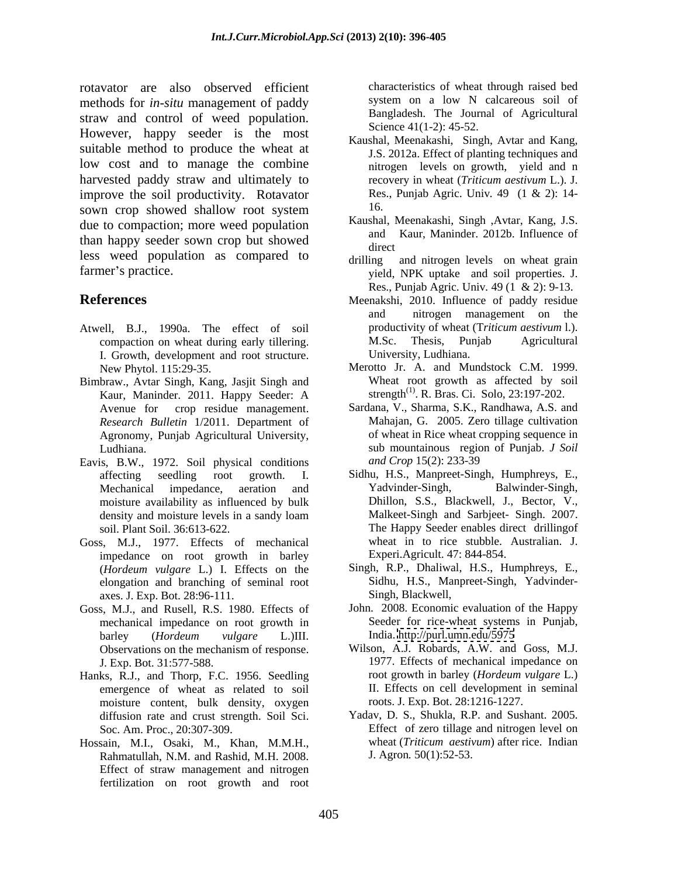rotavator are also observed efficient methods for *in-situ* management of paddy straw and control of weed population. However, happy seeder is the most suitable method to produce the wheat at low cost and to manage the combine harvested paddy straw and ultimately to improve the soil productivity. Rotavator sown crop showed shallow root system due to compaction; more weed population than happy seeder sown crop but showed less weed population as compared to farmer's practice.

## References

- Atwell, B.J., 1990a. The effect of soil compaction on wheat during early tillering. I. Growth, development and root structure. New Phytol. 115:29-35.
- Bimbraw., Avtar Singh, Kang, Jasjit Singh and Kaur, Maninder. 2011. Happy Seeder: A Avenue for crop residue management. *Research Bulletin* 1/2011. Department of Agronomy, Punjab Agricultural University, Ludhiana.
- Eavis, B.W., 1972. Soil physical conditions affecting seedling root growth. I. Mechanical impedance, aeration and moisture availability as influenced by bulk density and moisture levels in a sandy loam soil. Plant Soil. 36:613-622.
- Goss, M.J., 1977. Effects of mechanical impedance on root growth in barley (*Hordeum vulgare* L.) I. Effects on the elongation and branching of seminal root axes. J. Exp. Bot. 28:96-111.
- Goss, M.J., and Rusell, R.S. 1980. Effects of mechanical impedance on root growth in barley (*Hordeum vulgare* L.)III. Observations on the mechanism of response. J. Exp. Bot. 31:577-588.
- Hanks, R.J., and Thorp, F.C. 1956. Seedling emergence of wheat as related to soil moisture content, bulk density, oxygen diffusion rate and crust strength. Soil Sci. Soc. Am. Proc., 20:307-309.
- Hossain, M.I., Osaki, M., Khan, M.M.H., Rahmatullah, N.M. and Rashid, M.H. 2008. Effect of straw management and nitrogen fertilization on root growth and root characteristics of wheat through raised bed system on a low N calcareous soil of Bangladesh. The Journal of Agricultural Science 41(1-2): 45-52.
- Kaushal, Meenakashi, Singh, Avtar and Kang, J.S. 2012a. Effect of planting techniques and nitrogen levels on growth, yield and n recovery in wheat (*Triticum aestivum* L.). J. Res., Punjab Agric. Univ. 49 (1 & 2): 14-16.
- Kaushal, Meenakashi, Singh ,Avtar, Kang, J.S. and Kaur, Maninder. 2012b. Influence of direct drilling and nitrogen levels on wheat grain yield, NPK uptake and soil properties. J. Res., Punjab Agric. Univ. 49 (1 & 2): 9-13.
- Meenakshi, 2010. Influence of paddy residue and nitrogen management on the productivity of wheat (T*riticum aestivum* l.). M.Sc. Thesis, Punjab Agricultural University, Ludhiana.
- Merotto Jr. A. and Mundstock C.M. 1999. Wheat root growth as affected by soil strength[1]. R. Bras. Ci. Solo, 23:197-202.
- Sardana, V., Sharma, S.K., Randhawa, A.S. and Mahajan, G. 2005. Zero tillage cultivation of wheat in Rice wheat cropping sequence in sub mountainous region of Punjab. *J Soil and Crop* 15(2): 233-39
- Sidhu, H.S., Manpreet-Singh, Humphreys, E., Yadvinder-Singh, Balwinder-Singh, Dhillon, S.S., Blackwell, J., Bector, V., Malkeet-Singh and Sarbjeet- Singh. 2007. The Happy Seeder enables direct drillingof wheat in to rice stubble. Australian. J. Experi.Agricult. 47: 844-854.
- Singh, R.P., Dhaliwal, H.S., Humphreys, E., Sidhu, H.S., Manpreet-Singh, Yadvinder-Singh, Blackwell, John. 2008. Economic evaluation of the Happy Seeder for rice-wheat systems in Punjab, India. http://purl.umn.edu/5975
- Wilson, A.J. Robards, A.W. and Goss, M.J. 1977. Effects of mechanical impedance on root growth in barley (*Hordeum vulgare* L.) II. Effects on cell development in seminal roots. J. Exp. Bot. 28:1216-1227.
- Yadav, D. S., Shukla, R.P. and Sushant. 2005. Effect of zero tillage and nitrogen level on wheat (*Triticum aestivum*) after rice. Indian J. Agron*.* 50(1):52-53.